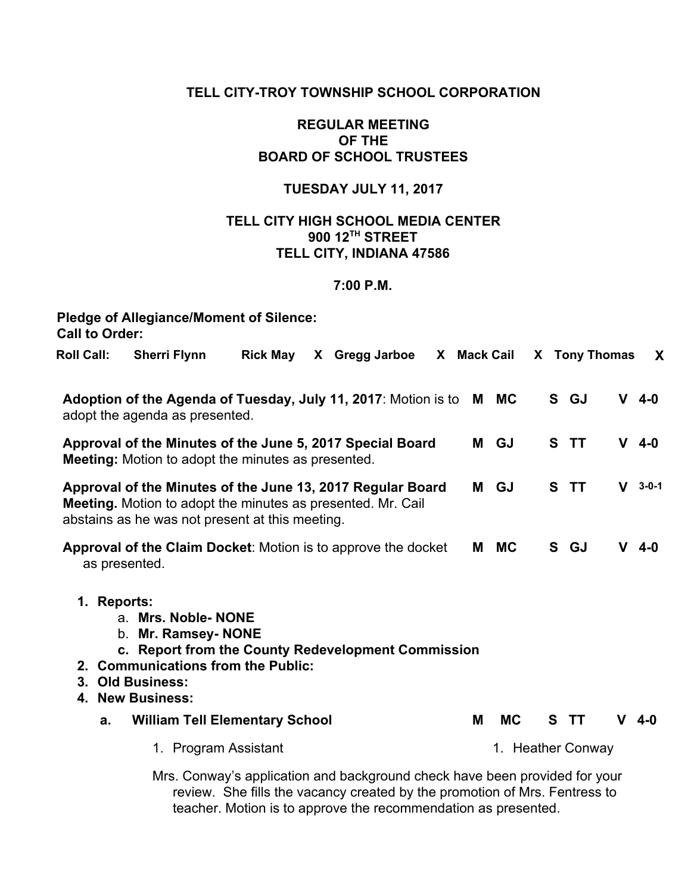**TELL CITY-TROY TOWNSHIP SCHOOL CORPORATION**

**REGULAR MEETING**
**OF THE**
**BOARD OF SCHOOL TRUSTEES**

**TUESDAY JULY 11, 2017**

**TELL CITY HIGH SCHOOL MEDIA CENTER**
**900 12TH STREET**
**TELL CITY, INDIANA 47586**

**7:00 P.M.**

**Pledge of Allegiance/Moment of Silence:**
**Call to Order:**

| Roll Call: | Sherri Flynn | | Rick May | X | Gregg Jarboe | X | Mack Cail | X | Tony Thomas | X |
|---|---|---|---|---|---|---|---|---|---|---|

| Item | M | S | V |
|---|---|---|---|
| **Adoption of the Agenda of Tuesday, July 11, 2017**: Motion is to adopt the agenda as presented. | MC | GJ | 4-0 |
| **Approval of the Minutes of the June 5, 2017 Special Board Meeting:** Motion to adopt the minutes as presented. | GJ | TT | 4-0 |
| **Approval of the Minutes of the June 13, 2017 Regular Board Meeting.** Motion to adopt the minutes as presented. Mr. Cail abstains as he was not present at this meeting. | GJ | TT | 3-0-1 |
| **Approval of the Claim Docket**: Motion is to approve the docket as presented. | MC | GJ | 4-0 |

1. **Reports:**
   a. **Mrs. Noble- NONE**
   b. **Mr. Ramsey- NONE**
   c. **Report from the County Redevelopment Commission**
2. **Communications from the Public:**
3. **Old Business:**
4. **New Business:**
   a. **William Tell Elementary School** — M MC S TT V 4-0

      1. Program Assistant — 1. Heather Conway

      Mrs. Conway's application and background check have been provided for your review. She fills the vacancy created by the promotion of Mrs. Fentress to teacher. Motion is to approve the recommendation as presented.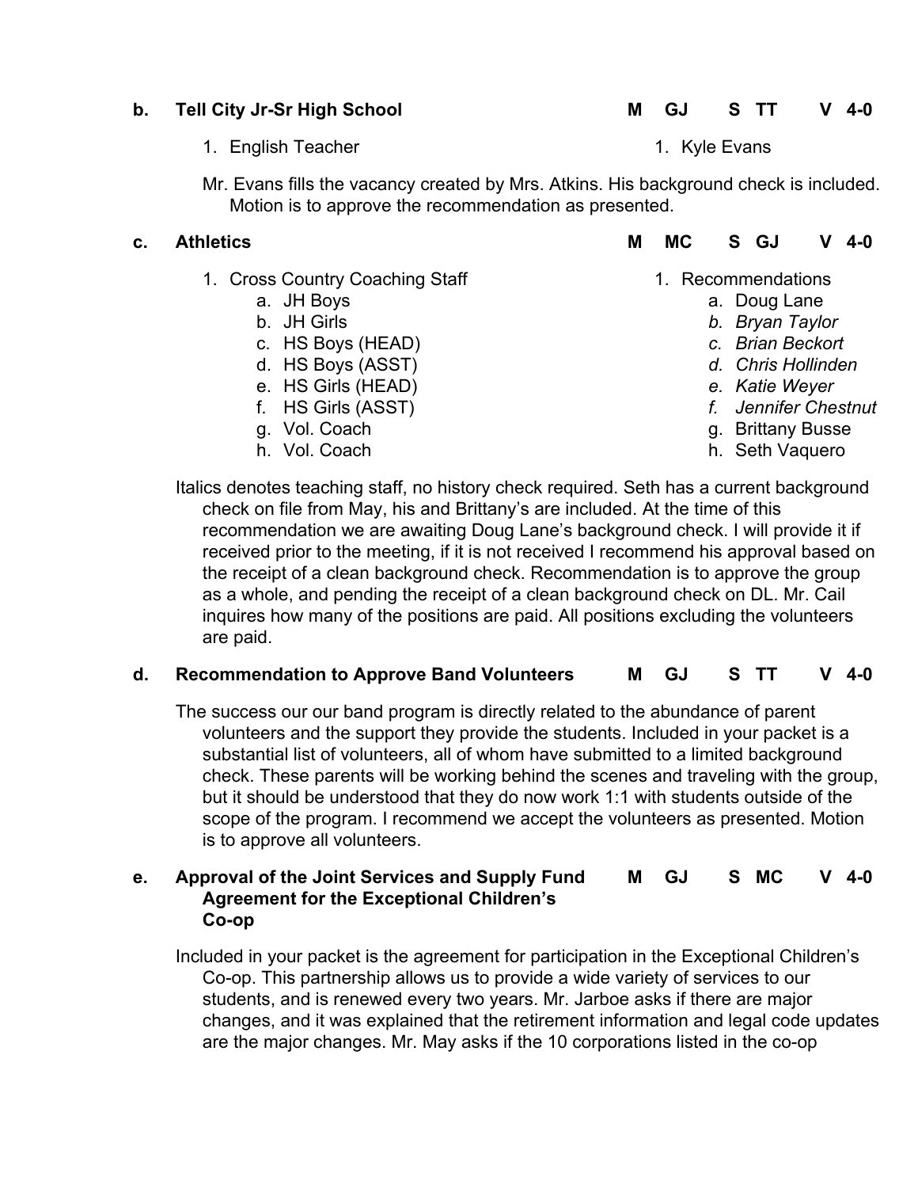**b. Tell City Jr-Sr High School** **M GJ S TT V 4-0**

1. English Teacher — 1. Kyle Evans

Mr. Evans fills the vacancy created by Mrs. Atkins. His background check is included. Motion is to approve the recommendation as presented.

**c. Athletics** **M MC S GJ V 4-0**

1. Cross Country Coaching Staff
    a. JH Boys
    b. JH Girls
    c. HS Boys (HEAD)
    d. HS Boys (ASST)
    e. HS Girls (HEAD)
    f. HS Girls (ASST)
    g. Vol. Coach
    h. Vol. Coach

1. Recommendations
    a. Doug Lane
    b. *Bryan Taylor*
    c. *Brian Beckort*
    d. *Chris Hollinden*
    e. *Katie Weyer*
    f. *Jennifer Chestnut*
    g. Brittany Busse
    h. Seth Vaquero

Italics denotes teaching staff, no history check required. Seth has a current background check on file from May, his and Brittany's are included. At the time of this recommendation we are awaiting Doug Lane's background check. I will provide it if received prior to the meeting, if it is not received I recommend his approval based on the receipt of a clean background check. Recommendation is to approve the group as a whole, and pending the receipt of a clean background check on DL. Mr. Cail inquires how many of the positions are paid. All positions excluding the volunteers are paid.

**d. Recommendation to Approve Band Volunteers** **M GJ S TT V 4-0**

The success our our band program is directly related to the abundance of parent volunteers and the support they provide the students. Included in your packet is a substantial list of volunteers, all of whom have submitted to a limited background check. These parents will be working behind the scenes and traveling with the group, but it should be understood that they do now work 1:1 with students outside of the scope of the program. I recommend we accept the volunteers as presented. Motion is to approve all volunteers.

**e. Approval of the Joint Services and Supply Fund Agreement for the Exceptional Children's Co-op** **M GJ S MC V 4-0**

Included in your packet is the agreement for participation in the Exceptional Children's Co-op. This partnership allows us to provide a wide variety of services to our students, and is renewed every two years. Mr. Jarboe asks if there are major changes, and it was explained that the retirement information and legal code updates are the major changes. Mr. May asks if the 10 corporations listed in the co-op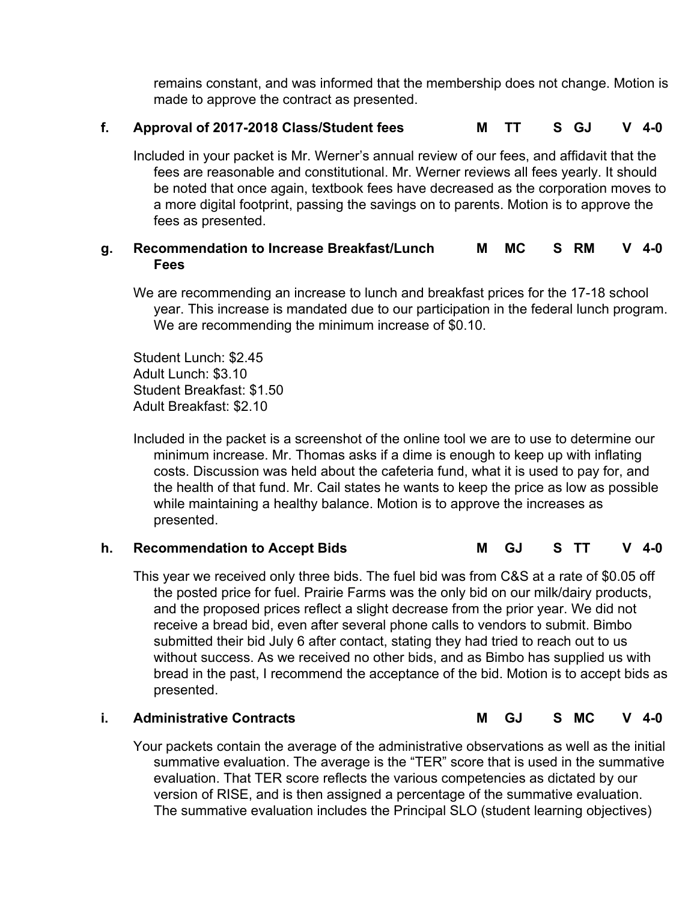remains constant, and was informed that the membership does not change. Motion is made to approve the contract as presented.

**f. Approval of 2017-2018 Class/Student fees** **M TT S GJ V 4-0**

Included in your packet is Mr. Werner's annual review of our fees, and affidavit that the fees are reasonable and constitutional. Mr. Werner reviews all fees yearly. It should be noted that once again, textbook fees have decreased as the corporation moves to a more digital footprint, passing the savings on to parents. Motion is to approve the fees as presented.

**g. Recommendation to Increase Breakfast/Lunch Fees** **M MC S RM V 4-0**

We are recommending an increase to lunch and breakfast prices for the 17-18 school year. This increase is mandated due to our participation in the federal lunch program. We are recommending the minimum increase of $0.10.

Student Lunch: $2.45
Adult Lunch: $3.10
Student Breakfast: $1.50
Adult Breakfast: $2.10

Included in the packet is a screenshot of the online tool we are to use to determine our minimum increase. Mr. Thomas asks if a dime is enough to keep up with inflating costs. Discussion was held about the cafeteria fund, what it is used to pay for, and the health of that fund. Mr. Cail states he wants to keep the price as low as possible while maintaining a healthy balance. Motion is to approve the increases as presented.

**h. Recommendation to Accept Bids** **M GJ S TT V 4-0**

This year we received only three bids. The fuel bid was from C&S at a rate of $0.05 off the posted price for fuel. Prairie Farms was the only bid on our milk/dairy products, and the proposed prices reflect a slight decrease from the prior year. We did not receive a bread bid, even after several phone calls to vendors to submit. Bimbo submitted their bid July 6 after contact, stating they had tried to reach out to us without success. As we received no other bids, and as Bimbo has supplied us with bread in the past, I recommend the acceptance of the bid. Motion is to accept bids as presented.

**i. Administrative Contracts** **M GJ S MC V 4-0**

Your packets contain the average of the administrative observations as well as the initial summative evaluation. The average is the "TER" score that is used in the summative evaluation. That TER score reflects the various competencies as dictated by our version of RISE, and is then assigned a percentage of the summative evaluation. The summative evaluation includes the Principal SLO (student learning objectives)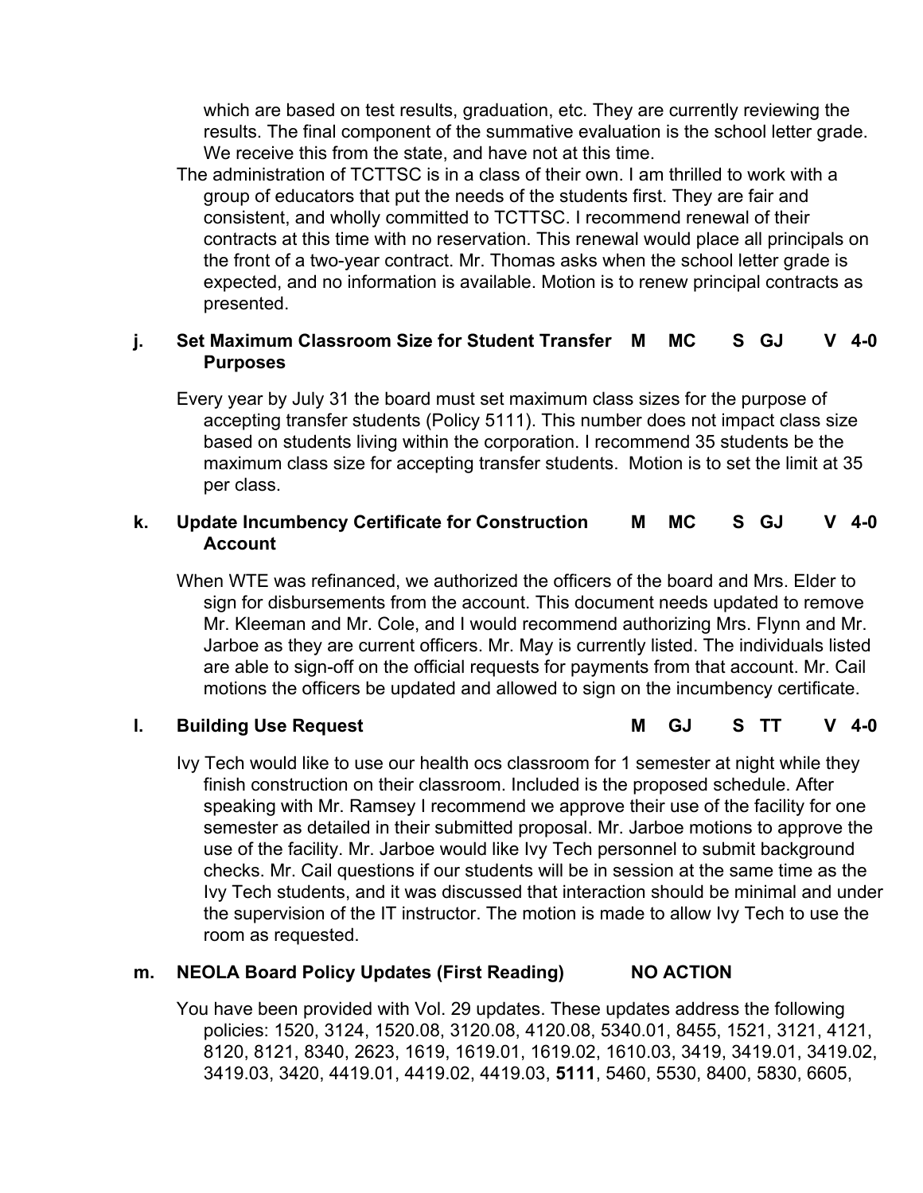which are based on test results, graduation, etc. They are currently reviewing the results. The final component of the summative evaluation is the school letter grade. We receive this from the state, and have not at this time.

The administration of TCTTSC is in a class of their own. I am thrilled to work with a group of educators that put the needs of the students first. They are fair and consistent, and wholly committed to TCTTSC. I recommend renewal of their contracts at this time with no reservation. This renewal would place all principals on the front of a two-year contract. Mr. Thomas asks when the school letter grade is expected, and no information is available. Motion is to renew principal contracts as presented.

**j. Set Maximum Classroom Size for Student Transfer Purposes** **M MC S GJ V 4-0**

Every year by July 31 the board must set maximum class sizes for the purpose of accepting transfer students (Policy 5111). This number does not impact class size based on students living within the corporation. I recommend 35 students be the maximum class size for accepting transfer students. Motion is to set the limit at 35 per class.

**k. Update Incumbency Certificate for Construction Account** **M MC S GJ V 4-0**

When WTE was refinanced, we authorized the officers of the board and Mrs. Elder to sign for disbursements from the account. This document needs updated to remove Mr. Kleeman and Mr. Cole, and I would recommend authorizing Mrs. Flynn and Mr. Jarboe as they are current officers. Mr. May is currently listed. The individuals listed are able to sign-off on the official requests for payments from that account. Mr. Cail motions the officers be updated and allowed to sign on the incumbency certificate.

**l. Building Use Request** **M GJ S TT V 4-0**

Ivy Tech would like to use our health ocs classroom for 1 semester at night while they finish construction on their classroom. Included is the proposed schedule. After speaking with Mr. Ramsey I recommend we approve their use of the facility for one semester as detailed in their submitted proposal. Mr. Jarboe motions to approve the use of the facility. Mr. Jarboe would like Ivy Tech personnel to submit background checks. Mr. Cail questions if our students will be in session at the same time as the Ivy Tech students, and it was discussed that interaction should be minimal and under the supervision of the IT instructor. The motion is made to allow Ivy Tech to use the room as requested.

**m. NEOLA Board Policy Updates (First Reading)** **NO ACTION**

You have been provided with Vol. 29 updates. These updates address the following policies: 1520, 3124, 1520.08, 3120.08, 4120.08, 5340.01, 8455, 1521, 3121, 4121, 8120, 8121, 8340, 2623, 1619, 1619.01, 1619.02, 1610.03, 3419, 3419.01, 3419.02, 3419.03, 3420, 4419.01, 4419.02, 4419.03, **5111**, 5460, 5530, 8400, 5830, 6605,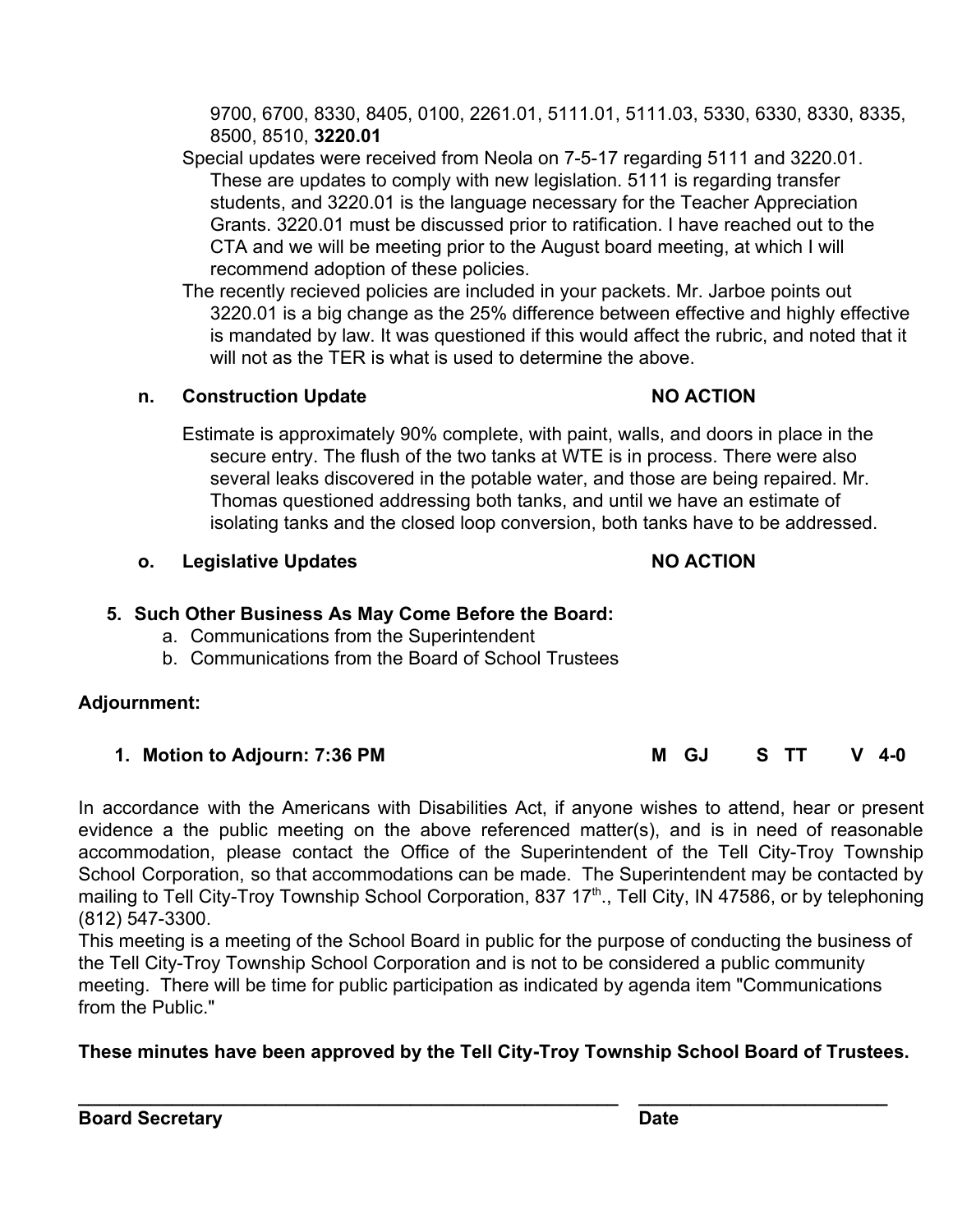9700, 6700, 8330, 8405, 0100, 2261.01, 5111.01, 5111.03, 5330, 6330, 8330, 8335, 8500, 8510, **3220.01**

Special updates were received from Neola on 7-5-17 regarding 5111 and 3220.01. These are updates to comply with new legislation. 5111 is regarding transfer students, and 3220.01 is the language necessary for the Teacher Appreciation Grants. 3220.01 must be discussed prior to ratification. I have reached out to the CTA and we will be meeting prior to the August board meeting, at which I will recommend adoption of these policies.

The recently recieved policies are included in your packets. Mr. Jarboe points out 3220.01 is a big change as the 25% difference between effective and highly effective is mandated by law. It was questioned if this would affect the rubric, and noted that it will not as the TER is what is used to determine the above.

**n. Construction Update** **NO ACTION**

Estimate is approximately 90% complete, with paint, walls, and doors in place in the secure entry. The flush of the two tanks at WTE is in process. There were also several leaks discovered in the potable water, and those are being repaired. Mr. Thomas questioned addressing both tanks, and until we have an estimate of isolating tanks and the closed loop conversion, both tanks have to be addressed.

**o. Legislative Updates** **NO ACTION**

**5. Such Other Business As May Come Before the Board:**

a. Communications from the Superintendent
b. Communications from the Board of School Trustees

**Adjournment:**

**1. Motion to Adjourn: 7:36 PM** **M GJ S TT V 4-0**

In accordance with the Americans with Disabilities Act, if anyone wishes to attend, hear or present evidence a the public meeting on the above referenced matter(s), and is in need of reasonable accommodation, please contact the Office of the Superintendent of the Tell City-Troy Township School Corporation, so that accommodations can be made. The Superintendent may be contacted by mailing to Tell City-Troy Township School Corporation, 837 17th., Tell City, IN 47586, or by telephoning (812) 547-3300.

This meeting is a meeting of the School Board in public for the purpose of conducting the business of the Tell City-Troy Township School Corporation and is not to be considered a public community meeting. There will be time for public participation as indicated by agenda item "Communications from the Public."

**These minutes have been approved by the Tell City-Troy Township School Board of Trustees.**

\_\_\_\_\_\_\_\_\_\_\_\_\_\_\_\_\_\_\_\_\_\_\_\_\_\_\_\_\_\_\_\_\_\_\_\_ \_\_\_\_\_\_\_\_\_\_\_\_\_\_\_\_\_\_\_\_

**Board Secretary** **Date**